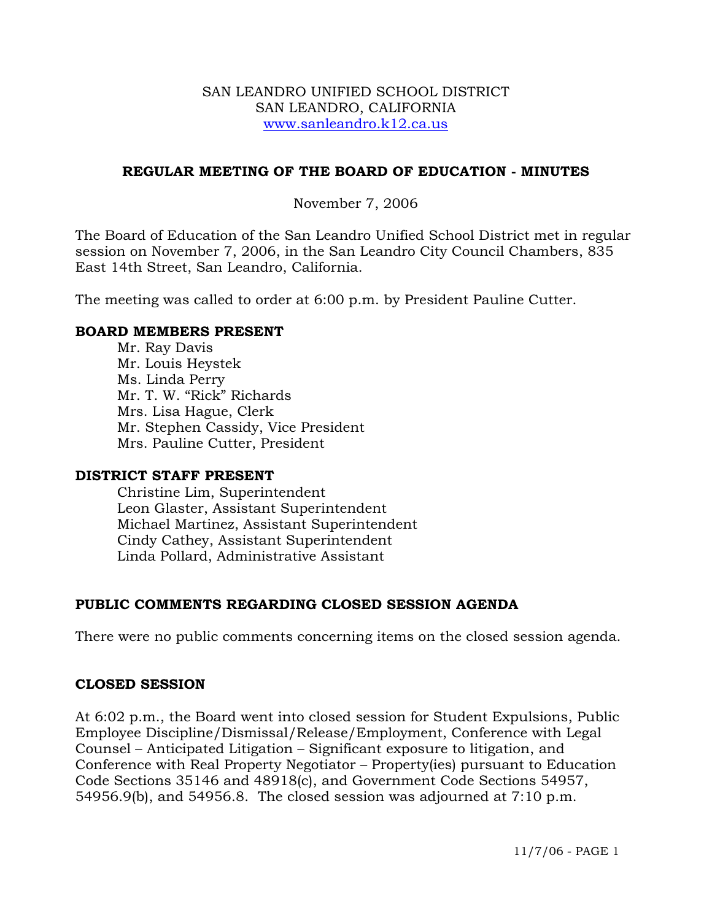SAN LEANDRO UNIFIED SCHOOL DISTRICT
SAN LEANDRO, CALIFORNIA
www.sanleandro.k12.ca.us

## REGULAR MEETING OF THE BOARD OF EDUCATION - MINUTES

November 7, 2006

The Board of Education of the San Leandro Unified School District met in regular session on November 7, 2006, in the San Leandro City Council Chambers, 835 East 14th Street, San Leandro, California.

The meeting was called to order at 6:00 p.m. by President Pauline Cutter.

### BOARD MEMBERS PRESENT

Mr. Ray Davis
Mr. Louis Heystek
Ms. Linda Perry
Mr. T. W. "Rick" Richards
Mrs. Lisa Hague, Clerk
Mr. Stephen Cassidy, Vice President
Mrs. Pauline Cutter, President

### DISTRICT STAFF PRESENT

Christine Lim, Superintendent
Leon Glaster, Assistant Superintendent
Michael Martinez, Assistant Superintendent
Cindy Cathey, Assistant Superintendent
Linda Pollard, Administrative Assistant

### PUBLIC COMMENTS REGARDING CLOSED SESSION AGENDA

There were no public comments concerning items on the closed session agenda.

### CLOSED SESSION

At 6:02 p.m., the Board went into closed session for Student Expulsions, Public Employee Discipline/Dismissal/Release/Employment, Conference with Legal Counsel – Anticipated Litigation – Significant exposure to litigation, and Conference with Real Property Negotiator – Property(ies) pursuant to Education Code Sections 35146 and 48918(c), and Government Code Sections 54957, 54956.9(b), and 54956.8. The closed session was adjourned at 7:10 p.m.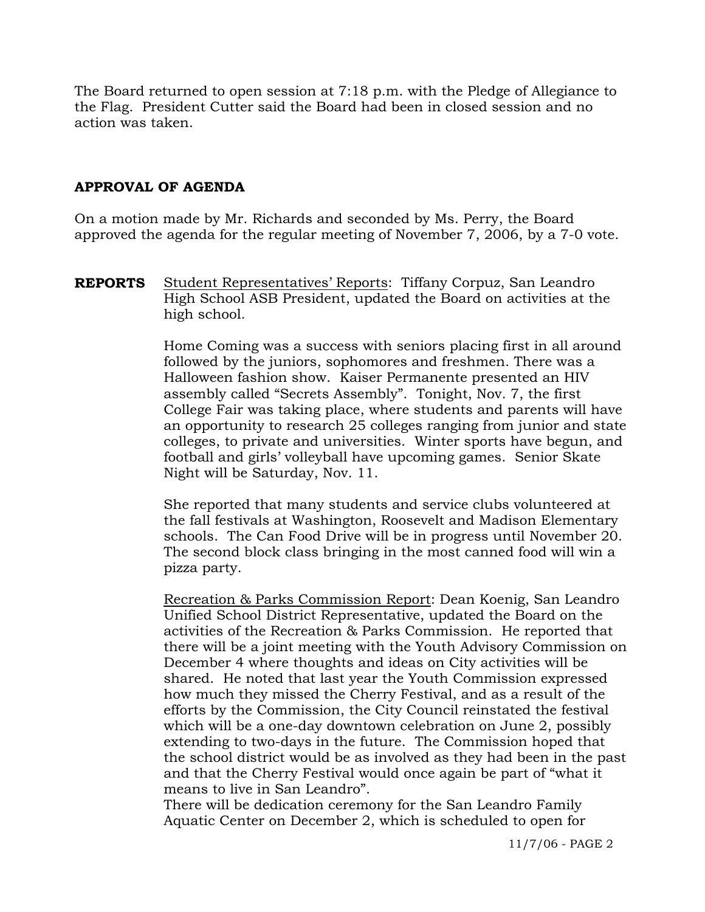The Board returned to open session at 7:18 p.m. with the Pledge of Allegiance to the Flag. President Cutter said the Board had been in closed session and no action was taken.

## APPROVAL OF AGENDA

On a motion made by Mr. Richards and seconded by Ms. Perry, the Board approved the agenda for the regular meeting of November 7, 2006, by a 7-0 vote.

**REPORTS** Student Representatives' Reports: Tiffany Corpuz, San Leandro High School ASB President, updated the Board on activities at the high school.

Home Coming was a success with seniors placing first in all around followed by the juniors, sophomores and freshmen. There was a Halloween fashion show. Kaiser Permanente presented an HIV assembly called "Secrets Assembly". Tonight, Nov. 7, the first College Fair was taking place, where students and parents will have an opportunity to research 25 colleges ranging from junior and state colleges, to private and universities. Winter sports have begun, and football and girls' volleyball have upcoming games. Senior Skate Night will be Saturday, Nov. 11.

She reported that many students and service clubs volunteered at the fall festivals at Washington, Roosevelt and Madison Elementary schools. The Can Food Drive will be in progress until November 20. The second block class bringing in the most canned food will win a pizza party.

Recreation & Parks Commission Report: Dean Koenig, San Leandro Unified School District Representative, updated the Board on the activities of the Recreation & Parks Commission. He reported that there will be a joint meeting with the Youth Advisory Commission on December 4 where thoughts and ideas on City activities will be shared. He noted that last year the Youth Commission expressed how much they missed the Cherry Festival, and as a result of the efforts by the Commission, the City Council reinstated the festival which will be a one-day downtown celebration on June 2, possibly extending to two-days in the future. The Commission hoped that the school district would be as involved as they had been in the past and that the Cherry Festival would once again be part of "what it means to live in San Leandro".
There will be dedication ceremony for the San Leandro Family Aquatic Center on December 2, which is scheduled to open for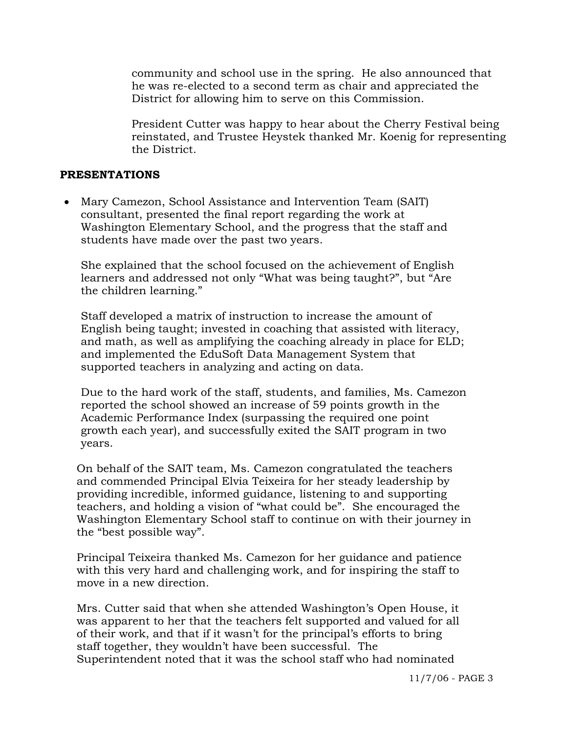community and school use in the spring. He also announced that he was re-elected to a second term as chair and appreciated the District for allowing him to serve on this Commission.

President Cutter was happy to hear about the Cherry Festival being reinstated, and Trustee Heystek thanked Mr. Koenig for representing the District.

**PRESENTATIONS**

- Mary Camezon, School Assistance and Intervention Team (SAIT) consultant, presented the final report regarding the work at Washington Elementary School, and the progress that the staff and students have made over the past two years.

  She explained that the school focused on the achievement of English learners and addressed not only "What was being taught?", but "Are the children learning."

  Staff developed a matrix of instruction to increase the amount of English being taught; invested in coaching that assisted with literacy, and math, as well as amplifying the coaching already in place for ELD; and implemented the EduSoft Data Management System that supported teachers in analyzing and acting on data.

  Due to the hard work of the staff, students, and families, Ms. Camezon reported the school showed an increase of 59 points growth in the Academic Performance Index (surpassing the required one point growth each year), and successfully exited the SAIT program in two years.

  On behalf of the SAIT team, Ms. Camezon congratulated the teachers and commended Principal Elvia Teixeira for her steady leadership by providing incredible, informed guidance, listening to and supporting teachers, and holding a vision of "what could be". She encouraged the Washington Elementary School staff to continue on with their journey in the "best possible way".

  Principal Teixeira thanked Ms. Camezon for her guidance and patience with this very hard and challenging work, and for inspiring the staff to move in a new direction.

  Mrs. Cutter said that when she attended Washington's Open House, it was apparent to her that the teachers felt supported and valued for all of their work, and that if it wasn't for the principal's efforts to bring staff together, they wouldn't have been successful. The Superintendent noted that it was the school staff who had nominated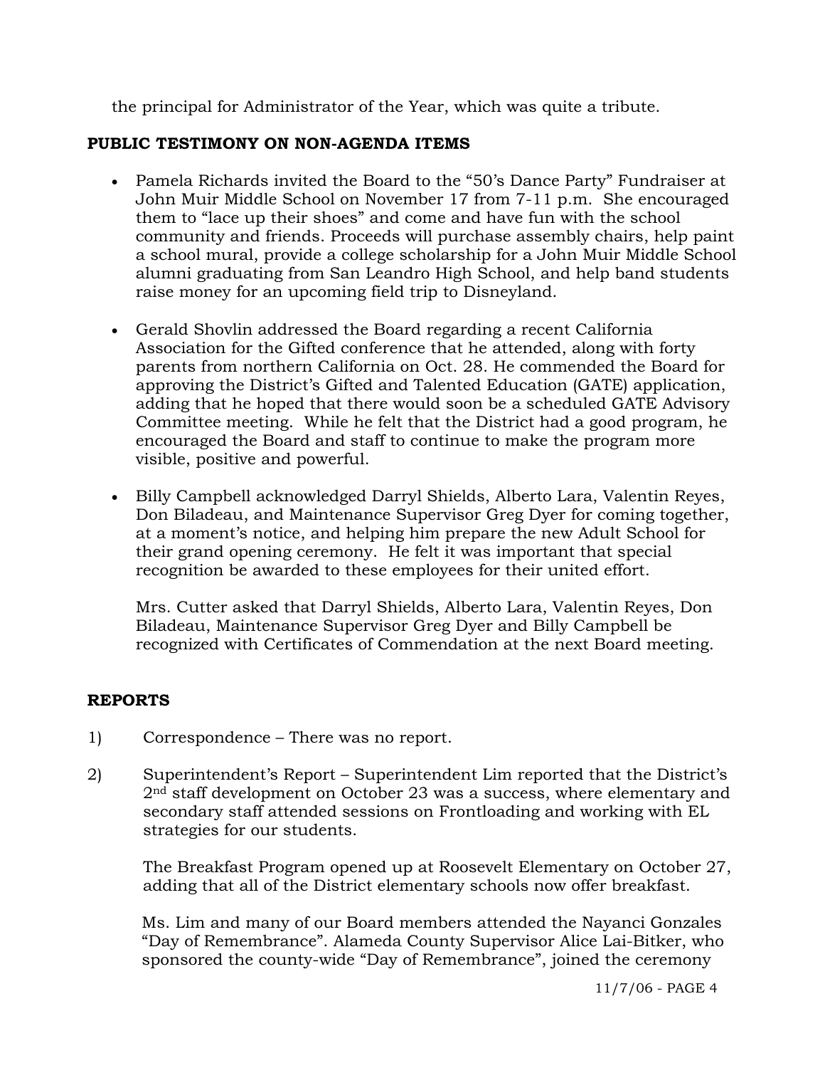the principal for Administrator of the Year, which was quite a tribute.

**PUBLIC TESTIMONY ON NON-AGENDA ITEMS**

- Pamela Richards invited the Board to the "50's Dance Party" Fundraiser at John Muir Middle School on November 17 from 7-11 p.m. She encouraged them to "lace up their shoes" and come and have fun with the school community and friends. Proceeds will purchase assembly chairs, help paint a school mural, provide a college scholarship for a John Muir Middle School alumni graduating from San Leandro High School, and help band students raise money for an upcoming field trip to Disneyland.

- Gerald Shovlin addressed the Board regarding a recent California Association for the Gifted conference that he attended, along with forty parents from northern California on Oct. 28. He commended the Board for approving the District's Gifted and Talented Education (GATE) application, adding that he hoped that there would soon be a scheduled GATE Advisory Committee meeting. While he felt that the District had a good program, he encouraged the Board and staff to continue to make the program more visible, positive and powerful.

- Billy Campbell acknowledged Darryl Shields, Alberto Lara, Valentin Reyes, Don Biladeau, and Maintenance Supervisor Greg Dyer for coming together, at a moment's notice, and helping him prepare the new Adult School for their grand opening ceremony. He felt it was important that special recognition be awarded to these employees for their united effort.

  Mrs. Cutter asked that Darryl Shields, Alberto Lara, Valentin Reyes, Don Biladeau, Maintenance Supervisor Greg Dyer and Billy Campbell be recognized with Certificates of Commendation at the next Board meeting.

**REPORTS**

1) Correspondence – There was no report.

2) Superintendent's Report – Superintendent Lim reported that the District's 2nd staff development on October 23 was a success, where elementary and secondary staff attended sessions on Frontloading and working with EL strategies for our students.

   The Breakfast Program opened up at Roosevelt Elementary on October 27, adding that all of the District elementary schools now offer breakfast.

   Ms. Lim and many of our Board members attended the Nayanci Gonzales "Day of Remembrance". Alameda County Supervisor Alice Lai-Bitker, who sponsored the county-wide "Day of Remembrance", joined the ceremony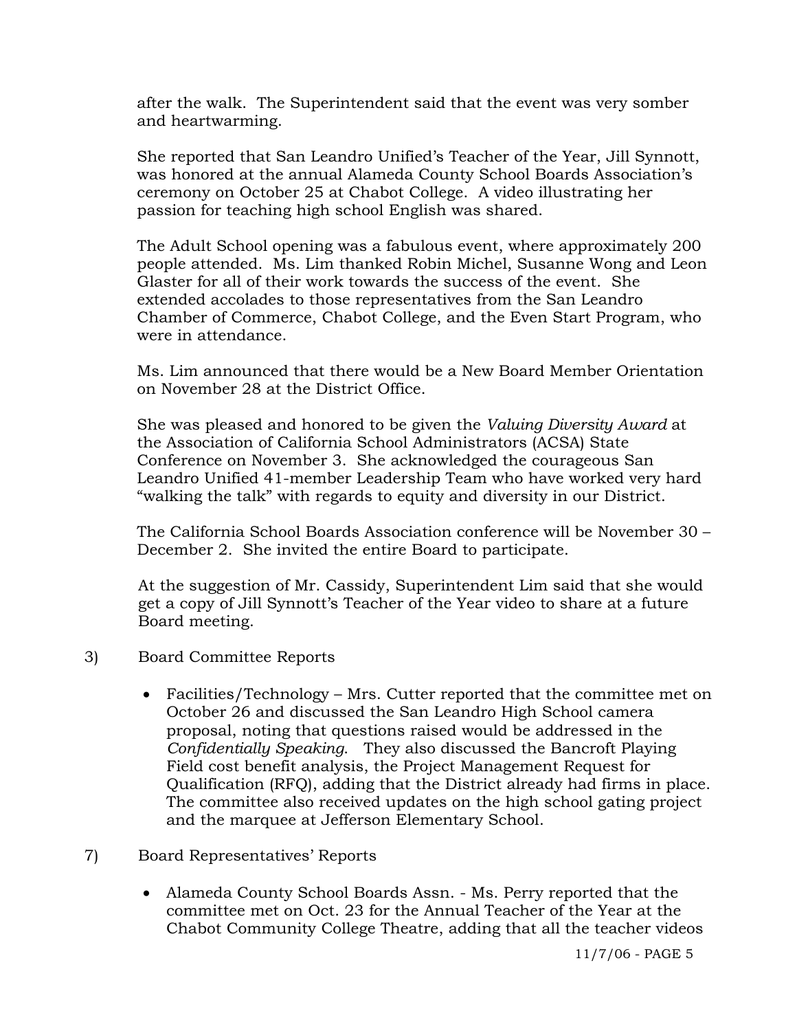after the walk. The Superintendent said that the event was very somber and heartwarming.

She reported that San Leandro Unified's Teacher of the Year, Jill Synnott, was honored at the annual Alameda County School Boards Association's ceremony on October 25 at Chabot College. A video illustrating her passion for teaching high school English was shared.

The Adult School opening was a fabulous event, where approximately 200 people attended. Ms. Lim thanked Robin Michel, Susanne Wong and Leon Glaster for all of their work towards the success of the event. She extended accolades to those representatives from the San Leandro Chamber of Commerce, Chabot College, and the Even Start Program, who were in attendance.

Ms. Lim announced that there would be a New Board Member Orientation on November 28 at the District Office.

She was pleased and honored to be given the *Valuing Diversity Award* at the Association of California School Administrators (ACSA) State Conference on November 3. She acknowledged the courageous San Leandro Unified 41-member Leadership Team who have worked very hard "walking the talk" with regards to equity and diversity in our District.

The California School Boards Association conference will be November 30 – December 2. She invited the entire Board to participate.

At the suggestion of Mr. Cassidy, Superintendent Lim said that she would get a copy of Jill Synnott's Teacher of the Year video to share at a future Board meeting.

3) Board Committee Reports

- Facilities/Technology – Mrs. Cutter reported that the committee met on October 26 and discussed the San Leandro High School camera proposal, noting that questions raised would be addressed in the *Confidentially Speaking*. They also discussed the Bancroft Playing Field cost benefit analysis, the Project Management Request for Qualification (RFQ), adding that the District already had firms in place. The committee also received updates on the high school gating project and the marquee at Jefferson Elementary School.

7) Board Representatives' Reports

- Alameda County School Boards Assn. - Ms. Perry reported that the committee met on Oct. 23 for the Annual Teacher of the Year at the Chabot Community College Theatre, adding that all the teacher videos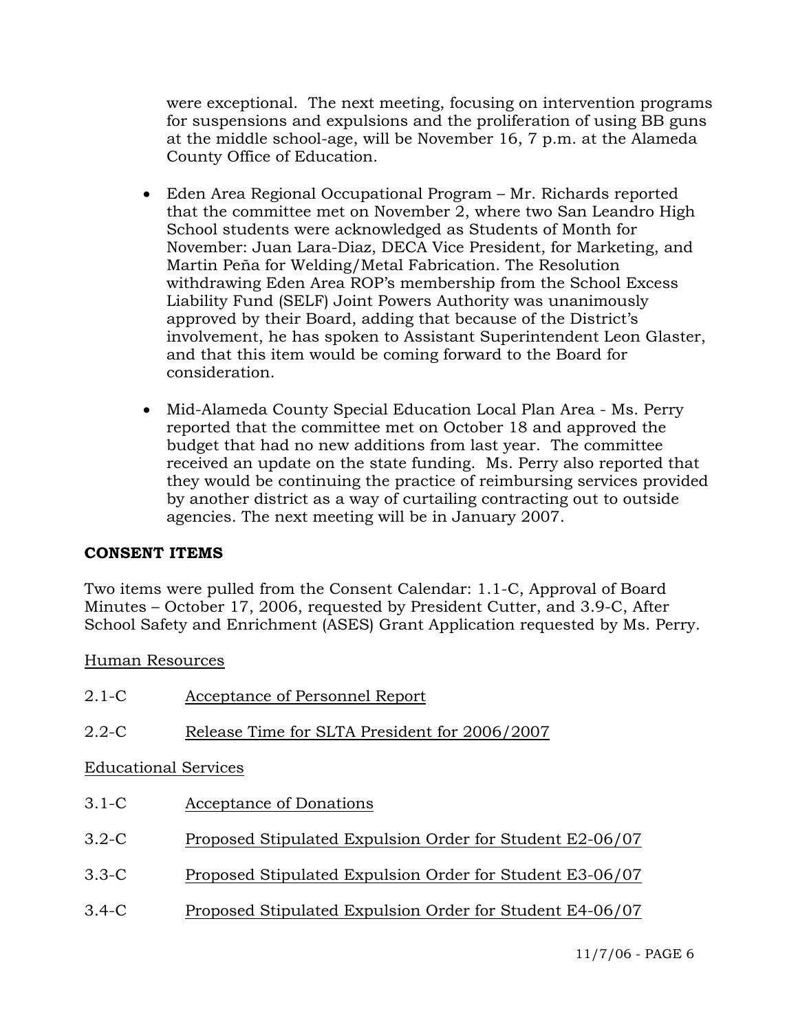were exceptional. The next meeting, focusing on intervention programs for suspensions and expulsions and the proliferation of using BB guns at the middle school-age, will be November 16, 7 p.m. at the Alameda County Office of Education.

- Eden Area Regional Occupational Program – Mr. Richards reported that the committee met on November 2, where two San Leandro High School students were acknowledged as Students of Month for November: Juan Lara-Diaz, DECA Vice President, for Marketing, and Martin Peña for Welding/Metal Fabrication. The Resolution withdrawing Eden Area ROP's membership from the School Excess Liability Fund (SELF) Joint Powers Authority was unanimously approved by their Board, adding that because of the District's involvement, he has spoken to Assistant Superintendent Leon Glaster, and that this item would be coming forward to the Board for consideration.

- Mid-Alameda County Special Education Local Plan Area - Ms. Perry reported that the committee met on October 18 and approved the budget that had no new additions from last year. The committee received an update on the state funding. Ms. Perry also reported that they would be continuing the practice of reimbursing services provided by another district as a way of curtailing contracting out to outside agencies. The next meeting will be in January 2007.

**CONSENT ITEMS**

Two items were pulled from the Consent Calendar: 1.1-C, Approval of Board Minutes – October 17, 2006, requested by President Cutter, and 3.9-C, After School Safety and Enrichment (ASES) Grant Application requested by Ms. Perry.

Human Resources

2.1-C Acceptance of Personnel Report

2.2-C Release Time for SLTA President for 2006/2007

Educational Services

3.1-C Acceptance of Donations

3.2-C Proposed Stipulated Expulsion Order for Student E2-06/07

3.3-C Proposed Stipulated Expulsion Order for Student E3-06/07

3.4-C Proposed Stipulated Expulsion Order for Student E4-06/07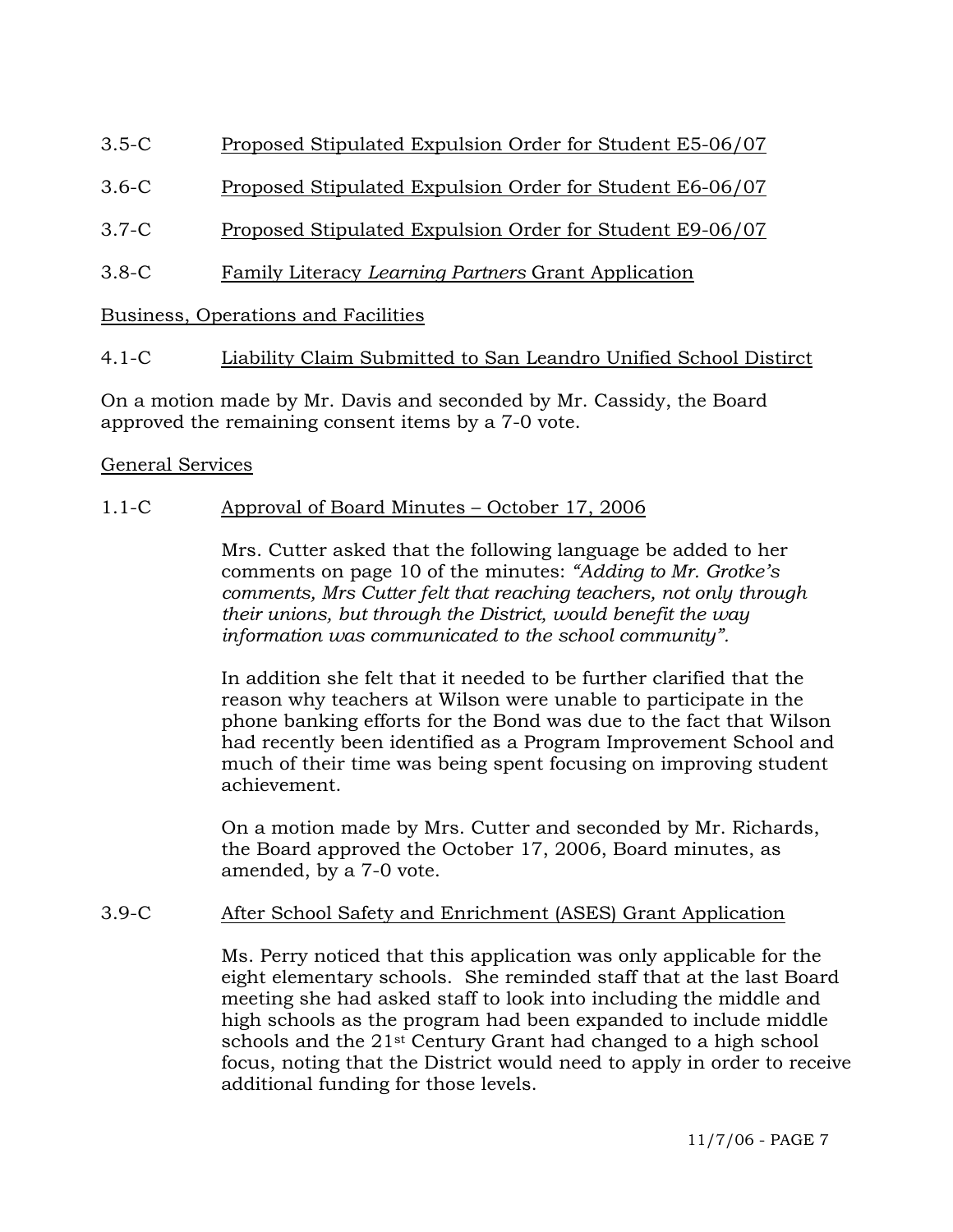3.5-C Proposed Stipulated Expulsion Order for Student E5-06/07

3.6-C Proposed Stipulated Expulsion Order for Student E6-06/07

3.7-C Proposed Stipulated Expulsion Order for Student E9-06/07

3.8-C Family Literacy *Learning Partners* Grant Application

Business, Operations and Facilities

4.1-C Liability Claim Submitted to San Leandro Unified School Distirct

On a motion made by Mr. Davis and seconded by Mr. Cassidy, the Board approved the remaining consent items by a 7-0 vote.

General Services

1.1-C Approval of Board Minutes – October 17, 2006

Mrs. Cutter asked that the following language be added to her comments on page 10 of the minutes: *"Adding to Mr. Grotke's comments, Mrs Cutter felt that reaching teachers, not only through their unions, but through the District, would benefit the way information was communicated to the school community".*

In addition she felt that it needed to be further clarified that the reason why teachers at Wilson were unable to participate in the phone banking efforts for the Bond was due to the fact that Wilson had recently been identified as a Program Improvement School and much of their time was being spent focusing on improving student achievement.

On a motion made by Mrs. Cutter and seconded by Mr. Richards, the Board approved the October 17, 2006, Board minutes, as amended, by a 7-0 vote.

3.9-C After School Safety and Enrichment (ASES) Grant Application

Ms. Perry noticed that this application was only applicable for the eight elementary schools. She reminded staff that at the last Board meeting she had asked staff to look into including the middle and high schools as the program had been expanded to include middle schools and the 21st Century Grant had changed to a high school focus, noting that the District would need to apply in order to receive additional funding for those levels.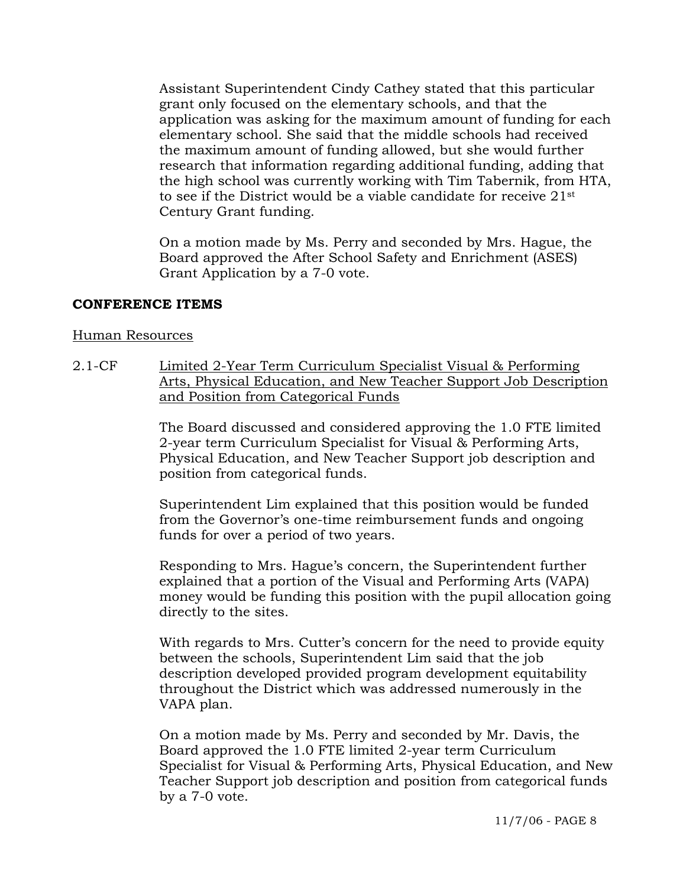Assistant Superintendent Cindy Cathey stated that this particular grant only focused on the elementary schools, and that the application was asking for the maximum amount of funding for each elementary school. She said that the middle schools had received the maximum amount of funding allowed, but she would further research that information regarding additional funding, adding that the high school was currently working with Tim Tabernik, from HTA, to see if the District would be a viable candidate for receive 21st Century Grant funding.

On a motion made by Ms. Perry and seconded by Mrs. Hague, the Board approved the After School Safety and Enrichment (ASES) Grant Application by a 7-0 vote.

**CONFERENCE ITEMS**

Human Resources

2.1-CF Limited 2-Year Term Curriculum Specialist Visual & Performing Arts, Physical Education, and New Teacher Support Job Description and Position from Categorical Funds

The Board discussed and considered approving the 1.0 FTE limited 2-year term Curriculum Specialist for Visual & Performing Arts, Physical Education, and New Teacher Support job description and position from categorical funds.

Superintendent Lim explained that this position would be funded from the Governor's one-time reimbursement funds and ongoing funds for over a period of two years.

Responding to Mrs. Hague's concern, the Superintendent further explained that a portion of the Visual and Performing Arts (VAPA) money would be funding this position with the pupil allocation going directly to the sites.

With regards to Mrs. Cutter's concern for the need to provide equity between the schools, Superintendent Lim said that the job description developed provided program development equitability throughout the District which was addressed numerously in the VAPA plan.

On a motion made by Ms. Perry and seconded by Mr. Davis, the Board approved the 1.0 FTE limited 2-year term Curriculum Specialist for Visual & Performing Arts, Physical Education, and New Teacher Support job description and position from categorical funds by a 7-0 vote.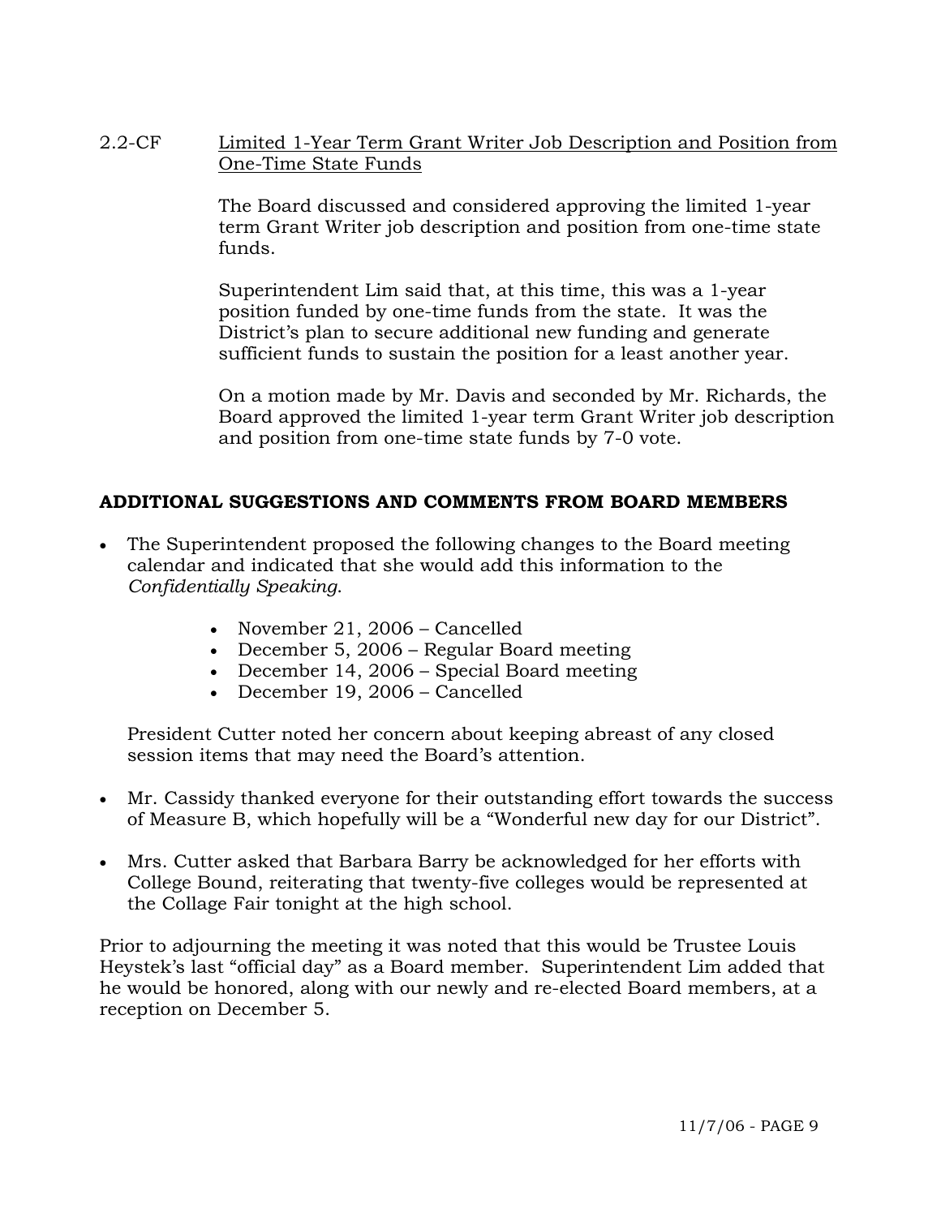2.2-CF <u>Limited 1-Year Term Grant Writer Job Description and Position from One-Time State Funds</u>

The Board discussed and considered approving the limited 1-year term Grant Writer job description and position from one-time state funds.

Superintendent Lim said that, at this time, this was a 1-year position funded by one-time funds from the state. It was the District's plan to secure additional new funding and generate sufficient funds to sustain the position for a least another year.

On a motion made by Mr. Davis and seconded by Mr. Richards, the Board approved the limited 1-year term Grant Writer job description and position from one-time state funds by 7-0 vote.

**ADDITIONAL SUGGESTIONS AND COMMENTS FROM BOARD MEMBERS**

- The Superintendent proposed the following changes to the Board meeting calendar and indicated that she would add this information to the *Confidentially Speaking*.

  - November 21, 2006 – Cancelled
  - December 5, 2006 – Regular Board meeting
  - December 14, 2006 – Special Board meeting
  - December 19, 2006 – Cancelled

  President Cutter noted her concern about keeping abreast of any closed session items that may need the Board's attention.

- Mr. Cassidy thanked everyone for their outstanding effort towards the success of Measure B, which hopefully will be a "Wonderful new day for our District".

- Mrs. Cutter asked that Barbara Barry be acknowledged for her efforts with College Bound, reiterating that twenty-five colleges would be represented at the Collage Fair tonight at the high school.

Prior to adjourning the meeting it was noted that this would be Trustee Louis Heystek's last "official day" as a Board member. Superintendent Lim added that he would be honored, along with our newly and re-elected Board members, at a reception on December 5.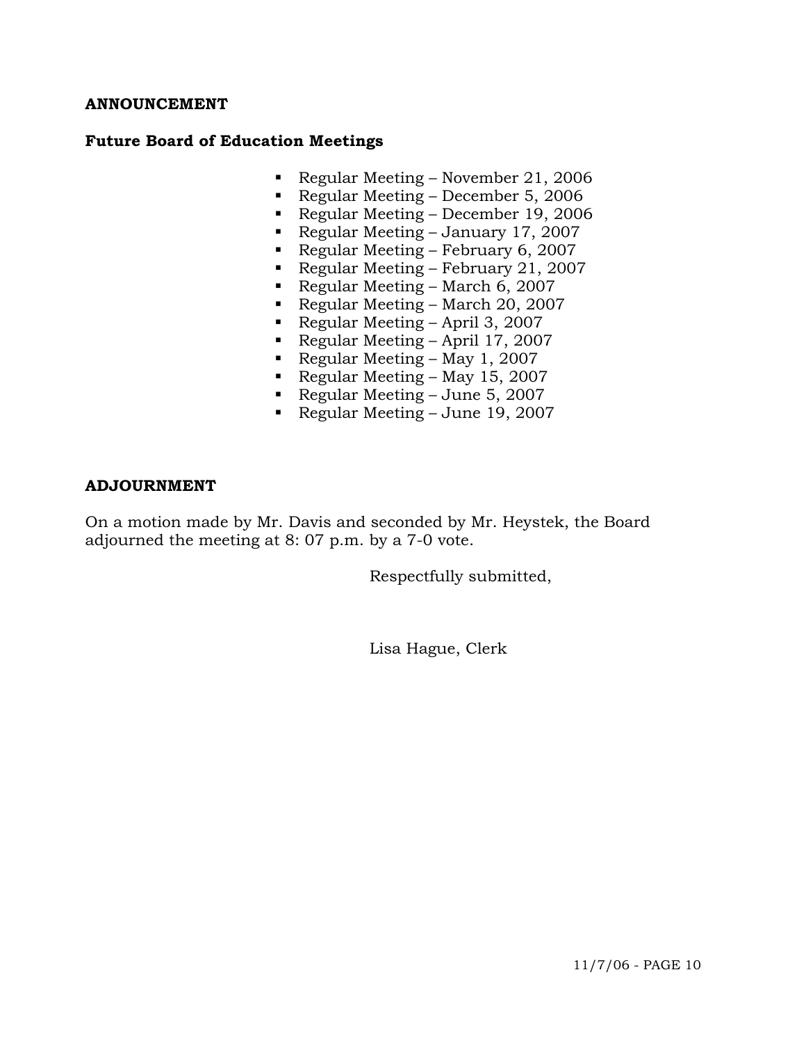**ANNOUNCEMENT**

**Future Board of Education Meetings**

- Regular Meeting – November 21, 2006
- Regular Meeting – December 5, 2006
- Regular Meeting – December 19, 2006
- Regular Meeting – January 17, 2007
- Regular Meeting – February 6, 2007
- Regular Meeting – February 21, 2007
- Regular Meeting – March 6, 2007
- Regular Meeting – March 20, 2007
- Regular Meeting – April 3, 2007
- Regular Meeting – April 17, 2007
- Regular Meeting – May 1, 2007
- Regular Meeting – May 15, 2007
- Regular Meeting – June 5, 2007
- Regular Meeting – June 19, 2007

**ADJOURNMENT**

On a motion made by Mr. Davis and seconded by Mr. Heystek, the Board adjourned the meeting at 8: 07 p.m. by a 7-0 vote.

Respectfully submitted,

Lisa Hague, Clerk